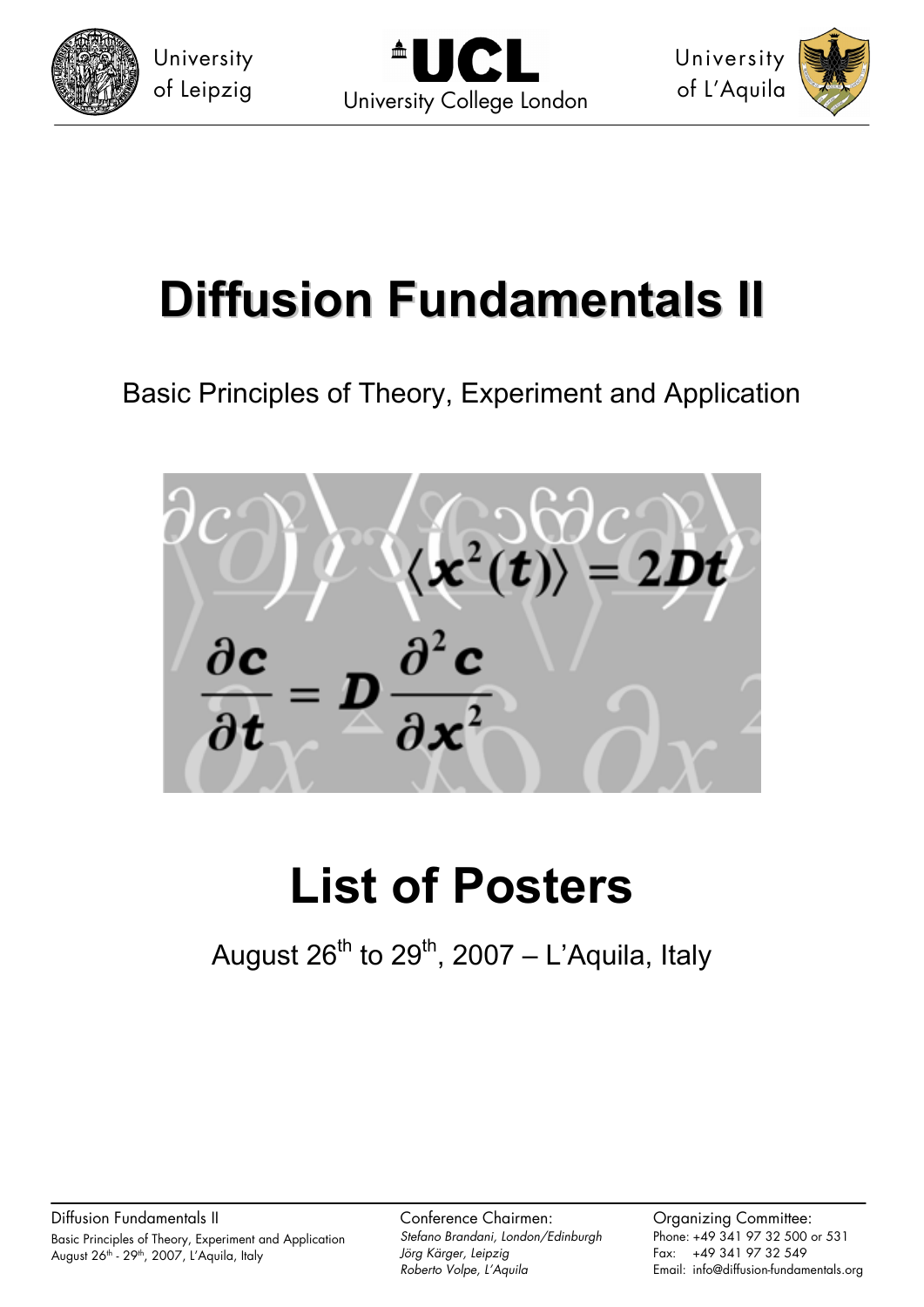University of Leipzig

UCL University College London

University of L'Aquila

# Diffusion Fundamentals II

Basic Principles of Theory, Experiment and Application

$$\langle x^2(t) \rangle = 2Dt$$

$$\frac{\partial c}{\partial t} = D \frac{\partial^2 c}{\partial x^2}$$

# List of Posters

August 26th to 29th, 2007 – L'Aquila, Italy

Diffusion Fundamentals II
Basic Principles of Theory, Experiment and Application
August 26th - 29th, 2007, L'Aquila, Italy

Conference Chairmen:
*Stefano Brandani, London/Edinburgh*
*Jörg Kärger, Leipzig*
*Roberto Volpe, L'Aquila*

Organizing Committee:
Phone: +49 341 97 32 500 or 531
Fax: +49 341 97 32 549
Email: info@diffusion-fundamentals.org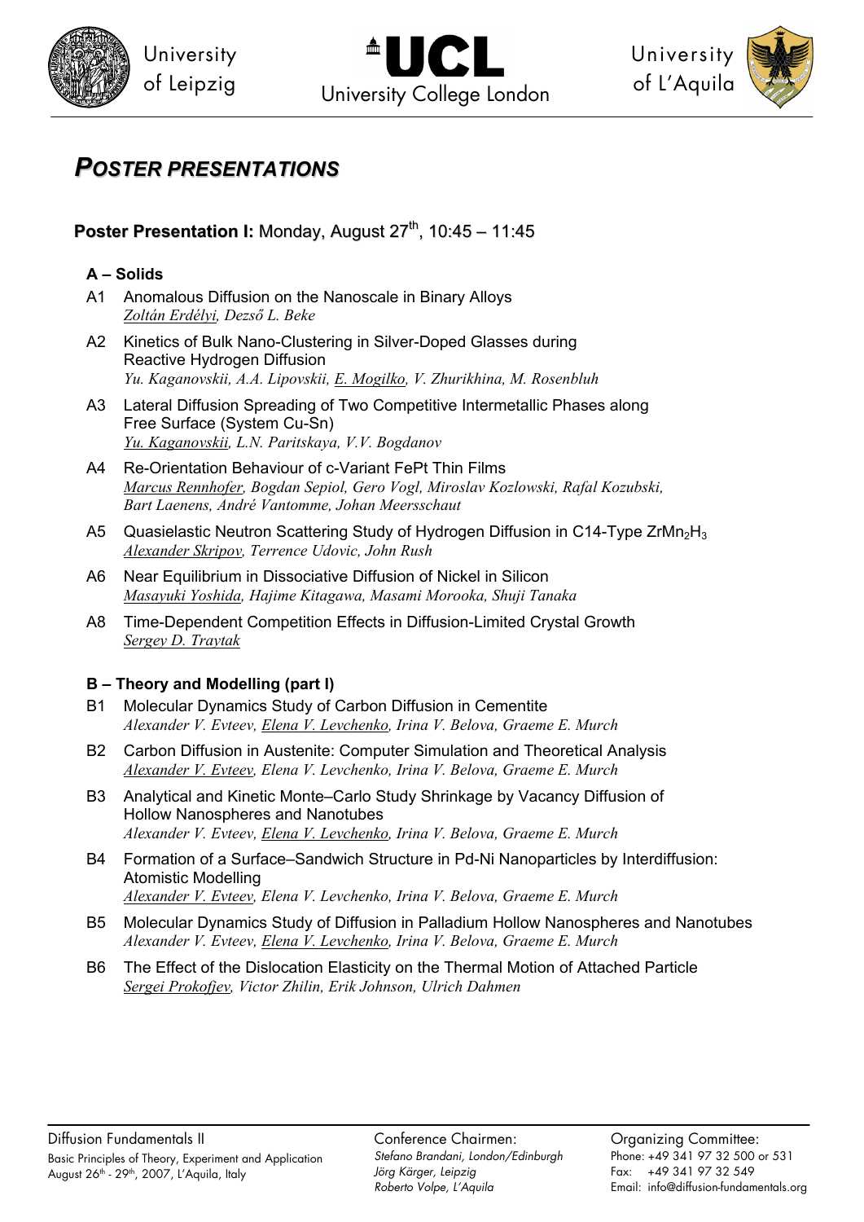# POSTER PRESENTATIONS

## Poster Presentation I: Monday, August 27th, 10:45 – 11:45

### A – Solids

A1 Anomalous Diffusion on the Nanoscale in Binary Alloys
*Zoltán Erdélyi, Dezső L. Beke*

A2 Kinetics of Bulk Nano-Clustering in Silver-Doped Glasses during Reactive Hydrogen Diffusion
*Yu. Kaganovskii, A.A. Lipovskii, E. Mogilko, V. Zhurikhina, M. Rosenbluh*

A3 Lateral Diffusion Spreading of Two Competitive Intermetallic Phases along Free Surface (System Cu-Sn)
*Yu. Kaganovskii, L.N. Paritskaya, V.V. Bogdanov*

A4 Re-Orientation Behaviour of c-Variant FePt Thin Films
*Marcus Rennhofer, Bogdan Sepiol, Gero Vogl, Miroslav Kozlowski, Rafal Kozubski, Bart Laenens, André Vantomme, Johan Meersschaut*

A5 Quasielastic Neutron Scattering Study of Hydrogen Diffusion in C14-Type $ZrMn_2H_3$
*Alexander Skripov, Terrence Udovic, John Rush*

A6 Near Equilibrium in Dissociative Diffusion of Nickel in Silicon
*Masayuki Yoshida, Hajime Kitagawa, Masami Morooka, Shuji Tanaka*

A8 Time-Dependent Competition Effects in Diffusion-Limited Crystal Growth
*Sergey D. Traytak*

### B – Theory and Modelling (part I)

B1 Molecular Dynamics Study of Carbon Diffusion in Cementite
*Alexander V. Evteev, Elena V. Levchenko, Irina V. Belova, Graeme E. Murch*

B2 Carbon Diffusion in Austenite: Computer Simulation and Theoretical Analysis
*Alexander V. Evteev, Elena V. Levchenko, Irina V. Belova, Graeme E. Murch*

B3 Analytical and Kinetic Monte–Carlo Study Shrinkage by Vacancy Diffusion of Hollow Nanospheres and Nanotubes
*Alexander V. Evteev, Elena V. Levchenko, Irina V. Belova, Graeme E. Murch*

B4 Formation of a Surface–Sandwich Structure in Pd-Ni Nanoparticles by Interdiffusion: Atomistic Modelling
*Alexander V. Evteev, Elena V. Levchenko, Irina V. Belova, Graeme E. Murch*

B5 Molecular Dynamics Study of Diffusion in Palladium Hollow Nanospheres and Nanotubes
*Alexander V. Evteev, Elena V. Levchenko, Irina V. Belova, Graeme E. Murch*

B6 The Effect of the Dislocation Elasticity on the Thermal Motion of Attached Particle
*Sergei Prokofjev, Victor Zhilin, Erik Johnson, Ulrich Dahmen*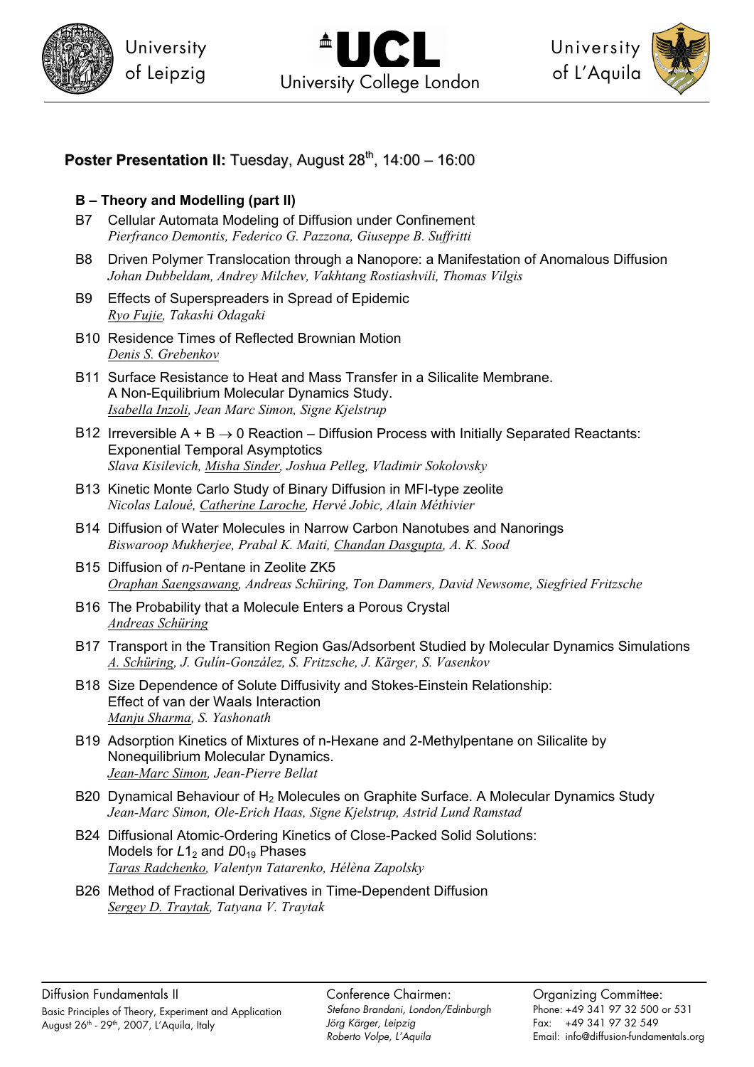**Poster Presentation II:** Tuesday, August 28th, 14:00 – 16:00

### B – Theory and Modelling (part II)

B7 Cellular Automata Modeling of Diffusion under Confinement
*Pierfranco Demontis, Federico G. Pazzona, Giuseppe B. Suffritti*

B8 Driven Polymer Translocation through a Nanopore: a Manifestation of Anomalous Diffusion
*Johan Dubbeldam, Andrey Milchev, Vakhtang Rostiashvili, Thomas Vilgis*

B9 Effects of Superspreaders in Spread of Epidemic
*Ryo Fujie, Takashi Odagaki*

B10 Residence Times of Reflected Brownian Motion
*Denis S. Grebenkov*

B11 Surface Resistance to Heat and Mass Transfer in a Silicalite Membrane. A Non-Equilibrium Molecular Dynamics Study.
*Isabella Inzoli, Jean Marc Simon, Signe Kjelstrup*

B12 Irreversible A + B $\rightarrow$ 0 Reaction – Diffusion Process with Initially Separated Reactants: Exponential Temporal Asymptotics
*Slava Kisilevich, Misha Sinder, Joshua Pelleg, Vladimir Sokolovsky*

B13 Kinetic Monte Carlo Study of Binary Diffusion in MFI-type zeolite
*Nicolas Laloué, Catherine Laroche, Hervé Jobic, Alain Méthivier*

B14 Diffusion of Water Molecules in Narrow Carbon Nanotubes and Nanorings
*Biswaroop Mukherjee, Prabal K. Maiti, Chandan Dasgupta, A. K. Sood*

B15 Diffusion of *n*-Pentane in Zeolite ZK5
*Oraphan Saengsawang, Andreas Schüring, Ton Dammers, David Newsome, Siegfried Fritzsche*

B16 The Probability that a Molecule Enters a Porous Crystal
*Andreas Schüring*

B17 Transport in the Transition Region Gas/Adsorbent Studied by Molecular Dynamics Simulations
*A. Schüring, J. Gulín-González, S. Fritzsche, J. Kärger, S. Vasenkov*

B18 Size Dependence of Solute Diffusivity and Stokes-Einstein Relationship: Effect of van der Waals Interaction
*Manju Sharma, S. Yashonath*

B19 Adsorption Kinetics of Mixtures of n-Hexane and 2-Methylpentane on Silicalite by Nonequilibrium Molecular Dynamics.
*Jean-Marc Simon, Jean-Pierre Bellat*

B20 Dynamical Behaviour of $H_2$ Molecules on Graphite Surface. A Molecular Dynamics Study
*Jean-Marc Simon, Ole-Erich Haas, Signe Kjelstrup, Astrid Lund Ramstad*

B24 Diffusional Atomic-Ordering Kinetics of Close-Packed Solid Solutions: Models for $L1_2$ and $D0_{19}$ Phases
*Taras Radchenko, Valentyn Tatarenko, Hélèna Zapolsky*

B26 Method of Fractional Derivatives in Time-Dependent Diffusion
*Sergey D. Traytak, Tatyana V. Traytak*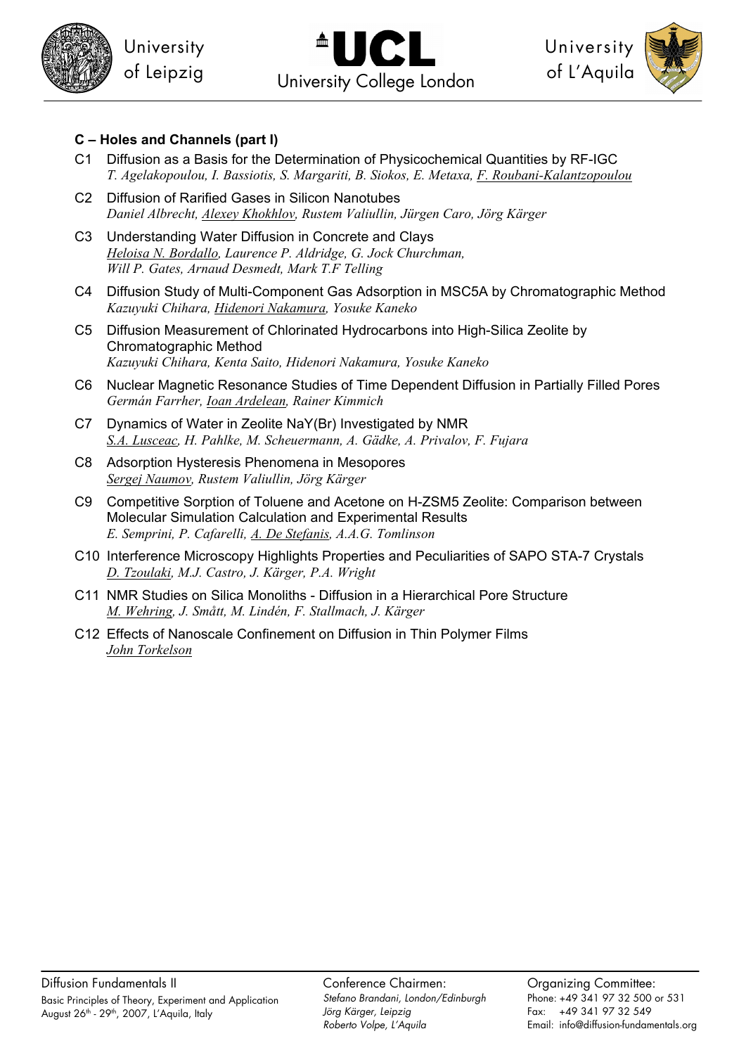### C – Holes and Channels (part I)

C1 Diffusion as a Basis for the Determination of Physicochemical Quantities by RF-IGC
*T. Agelakopoulou, I. Bassiotis, S. Margariti, B. Siokos, E. Metaxa, F. Roubani-Kalantzopoulou*

C2 Diffusion of Rarified Gases in Silicon Nanotubes
*Daniel Albrecht, Alexey Khokhlov, Rustem Valiullin, Jürgen Caro, Jörg Kärger*

C3 Understanding Water Diffusion in Concrete and Clays
*Heloisa N. Bordallo, Laurence P. Aldridge, G. Jock Churchman, Will P. Gates, Arnaud Desmedt, Mark T.F Telling*

C4 Diffusion Study of Multi-Component Gas Adsorption in MSC5A by Chromatographic Method
*Kazuyuki Chihara, Hidenori Nakamura, Yosuke Kaneko*

C5 Diffusion Measurement of Chlorinated Hydrocarbons into High-Silica Zeolite by Chromatographic Method
*Kazuyuki Chihara, Kenta Saito, Hidenori Nakamura, Yosuke Kaneko*

C6 Nuclear Magnetic Resonance Studies of Time Dependent Diffusion in Partially Filled Pores
*Germán Farrher, Ioan Ardelean, Rainer Kimmich*

C7 Dynamics of Water in Zeolite NaY(Br) Investigated by NMR
*S.A. Lusceac, H. Pahlke, M. Scheuermann, A. Gädke, A. Privalov, F. Fujara*

C8 Adsorption Hysteresis Phenomena in Mesopores
*Sergej Naumov, Rustem Valiullin, Jörg Kärger*

C9 Competitive Sorption of Toluene and Acetone on H-ZSM5 Zeolite: Comparison between Molecular Simulation Calculation and Experimental Results
*E. Semprini, P. Cafarelli, A. De Stefanis, A.A.G. Tomlinson*

C10 Interference Microscopy Highlights Properties and Peculiarities of SAPO STA-7 Crystals
*D. Tzoulaki, M.J. Castro, J. Kärger, P.A. Wright*

C11 NMR Studies on Silica Monoliths - Diffusion in a Hierarchical Pore Structure
*M. Wehring, J. Smått, M. Lindén, F. Stallmach, J. Kärger*

C12 Effects of Nanoscale Confinement on Diffusion in Thin Polymer Films
*John Torkelson*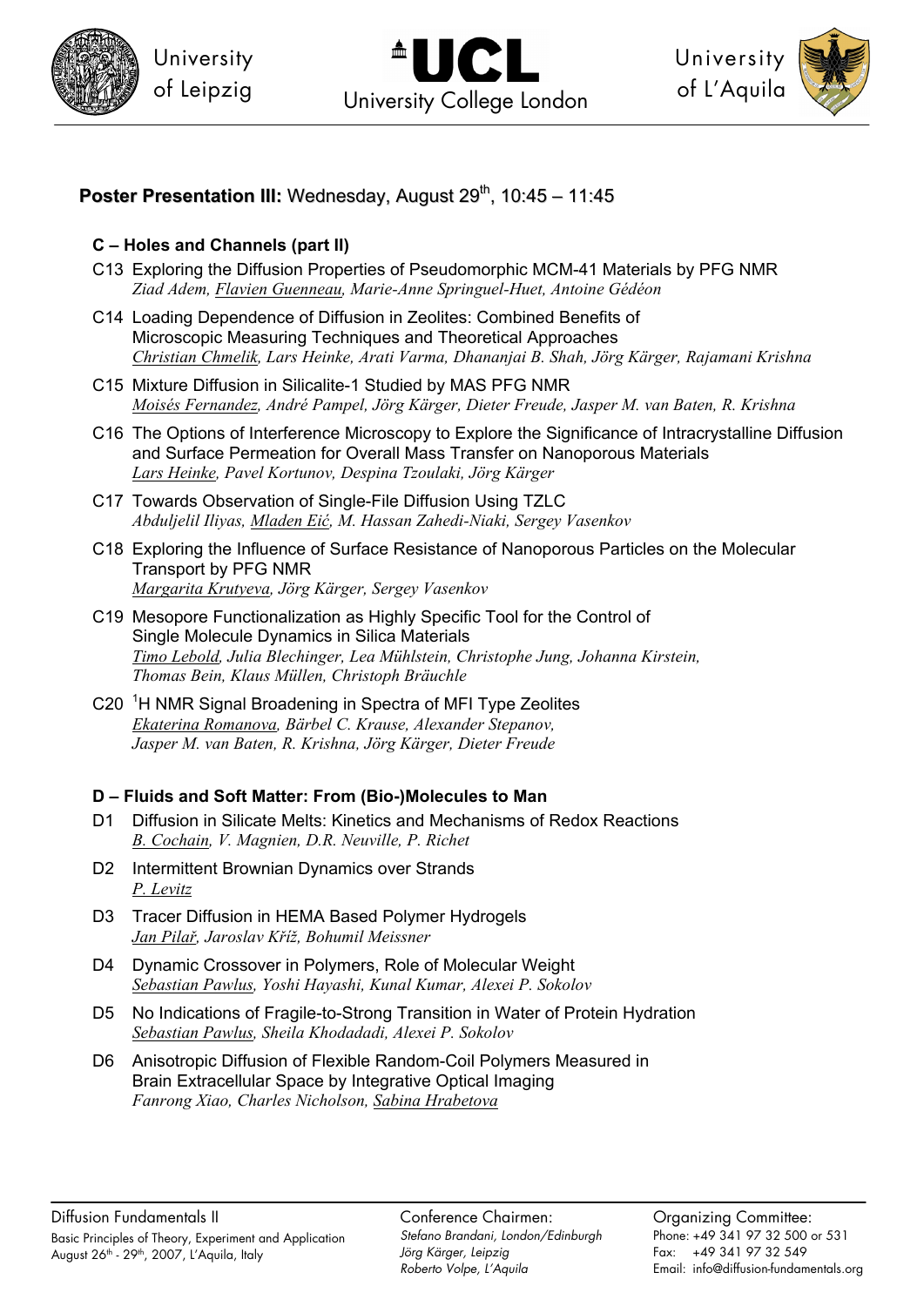## Poster Presentation III: Wednesday, August 29th, 10:45 – 11:45

### C – Holes and Channels (part II)

C13 Exploring the Diffusion Properties of Pseudomorphic MCM-41 Materials by PFG NMR
*Ziad Adem, Flavien Guenneau, Marie-Anne Springuel-Huet, Antoine Gédéon*

C14 Loading Dependence of Diffusion in Zeolites: Combined Benefits of Microscopic Measuring Techniques and Theoretical Approaches
*Christian Chmelik, Lars Heinke, Arati Varma, Dhananjai B. Shah, Jörg Kärger, Rajamani Krishna*

C15 Mixture Diffusion in Silicalite-1 Studied by MAS PFG NMR
*Moisés Fernandez, André Pampel, Jörg Kärger, Dieter Freude, Jasper M. van Baten, R. Krishna*

C16 The Options of Interference Microscopy to Explore the Significance of Intracrystalline Diffusion and Surface Permeation for Overall Mass Transfer on Nanoporous Materials
*Lars Heinke, Pavel Kortunov, Despina Tzoulaki, Jörg Kärger*

C17 Towards Observation of Single-File Diffusion Using TZLC
*Abduljelil Iliyas, Mladen Eić, M. Hassan Zahedi-Niaki, Sergey Vasenkov*

C18 Exploring the Influence of Surface Resistance of Nanoporous Particles on the Molecular Transport by PFG NMR
*Margarita Krutyeva, Jörg Kärger, Sergey Vasenkov*

C19 Mesopore Functionalization as Highly Specific Tool for the Control of Single Molecule Dynamics in Silica Materials
*Timo Lebold, Julia Blechinger, Lea Mühlstein, Christophe Jung, Johanna Kirstein, Thomas Bein, Klaus Müllen, Christoph Bräuchle*

C20 $^{1}H$ NMR Signal Broadening in Spectra of MFI Type Zeolites
*Ekaterina Romanova, Bärbel C. Krause, Alexander Stepanov, Jasper M. van Baten, R. Krishna, Jörg Kärger, Dieter Freude*

### D – Fluids and Soft Matter: From (Bio-)Molecules to Man

D1 Diffusion in Silicate Melts: Kinetics and Mechanisms of Redox Reactions
*B. Cochain, V. Magnien, D.R. Neuville, P. Richet*

D2 Intermittent Brownian Dynamics over Strands
*P. Levitz*

D3 Tracer Diffusion in HEMA Based Polymer Hydrogels
*Jan Pilař, Jaroslav Kříž, Bohumil Meissner*

D4 Dynamic Crossover in Polymers, Role of Molecular Weight
*Sebastian Pawlus, Yoshi Hayashi, Kunal Kumar, Alexei P. Sokolov*

D5 No Indications of Fragile-to-Strong Transition in Water of Protein Hydration
*Sebastian Pawlus, Sheila Khodadadi, Alexei P. Sokolov*

D6 Anisotropic Diffusion of Flexible Random-Coil Polymers Measured in Brain Extracellular Space by Integrative Optical Imaging
*Fanrong Xiao, Charles Nicholson, Sabina Hrabetova*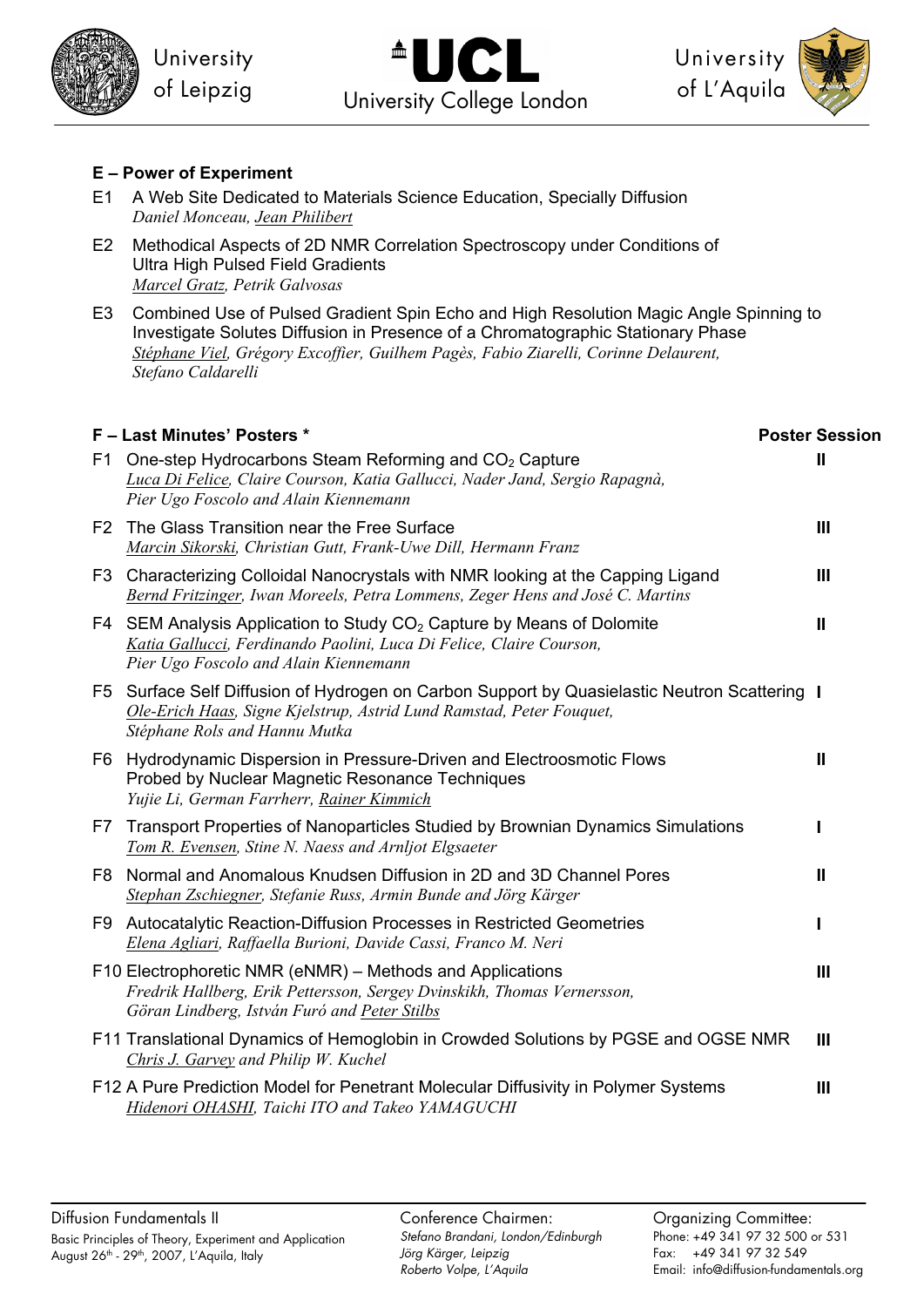## E – Power of Experiment

E1 A Web Site Dedicated to Materials Science Education, Specially Diffusion
*Daniel Monceau, Jean Philibert*

E2 Methodical Aspects of 2D NMR Correlation Spectroscopy under Conditions of Ultra High Pulsed Field Gradients
*Marcel Gratz, Petrik Galvosas*

E3 Combined Use of Pulsed Gradient Spin Echo and High Resolution Magic Angle Spinning to Investigate Solutes Diffusion in Presence of a Chromatographic Stationary Phase
*Stéphane Viel, Grégory Excoffier, Guilhem Pagès, Fabio Ziarelli, Corinne Delaurent, Stefano Caldarelli*

## F – Last Minutes' Posters *

| | | Poster Session |
|---|---|---|
| F1 | One-step Hydrocarbons Steam Reforming and $CO_2$ Capture<br>*Luca Di Felice, Claire Courson, Katia Gallucci, Nader Jand, Sergio Rapagnà, Pier Ugo Foscolo and Alain Kiennemann* | II |
| F2 | The Glass Transition near the Free Surface<br>*Marcin Sikorski, Christian Gutt, Frank-Uwe Dill, Hermann Franz* | III |
| F3 | Characterizing Colloidal Nanocrystals with NMR looking at the Capping Ligand<br>*Bernd Fritzinger, Iwan Moreels, Petra Lommens, Zeger Hens and José C. Martins* | III |
| F4 | SEM Analysis Application to Study $CO_2$ Capture by Means of Dolomite<br>*Katia Gallucci, Ferdinando Paolini, Luca Di Felice, Claire Courson, Pier Ugo Foscolo and Alain Kiennemann* | II |
| F5 | Surface Self Diffusion of Hydrogen on Carbon Support by Quasielastic Neutron Scattering<br>*Ole-Erich Haas, Signe Kjelstrup, Astrid Lund Ramstad, Peter Fouquet, Stéphane Rols and Hannu Mutka* | I |
| F6 | Hydrodynamic Dispersion in Pressure-Driven and Electroosmotic Flows Probed by Nuclear Magnetic Resonance Techniques<br>*Yujie Li, German Farrherr, Rainer Kimmich* | II |
| F7 | Transport Properties of Nanoparticles Studied by Brownian Dynamics Simulations<br>*Tom R. Evensen, Stine N. Naess and Arnljot Elgsaeter* | I |
| F8 | Normal and Anomalous Knudsen Diffusion in 2D and 3D Channel Pores<br>*Stephan Zschiegner, Stefanie Russ, Armin Bunde and Jörg Kärger* | II |
| F9 | Autocatalytic Reaction-Diffusion Processes in Restricted Geometries<br>*Elena Agliari, Raffaella Burioni, Davide Cassi, Franco M. Neri* | I |
| F10 | Electrophoretic NMR (eNMR) – Methods and Applications<br>*Fredrik Hallberg, Erik Pettersson, Sergey Dvinskikh, Thomas Vernersson, Göran Lindberg, István Furó and Peter Stilbs* | III |
| F11 | Translational Dynamics of Hemoglobin in Crowded Solutions by PGSE and OGSE NMR<br>*Chris J. Garvey and Philip W. Kuchel* | III |
| F12 | A Pure Prediction Model for Penetrant Molecular Diffusivity in Polymer Systems<br>*Hidenori OHASHI, Taichi ITO and Takeo YAMAGUCHI* | III |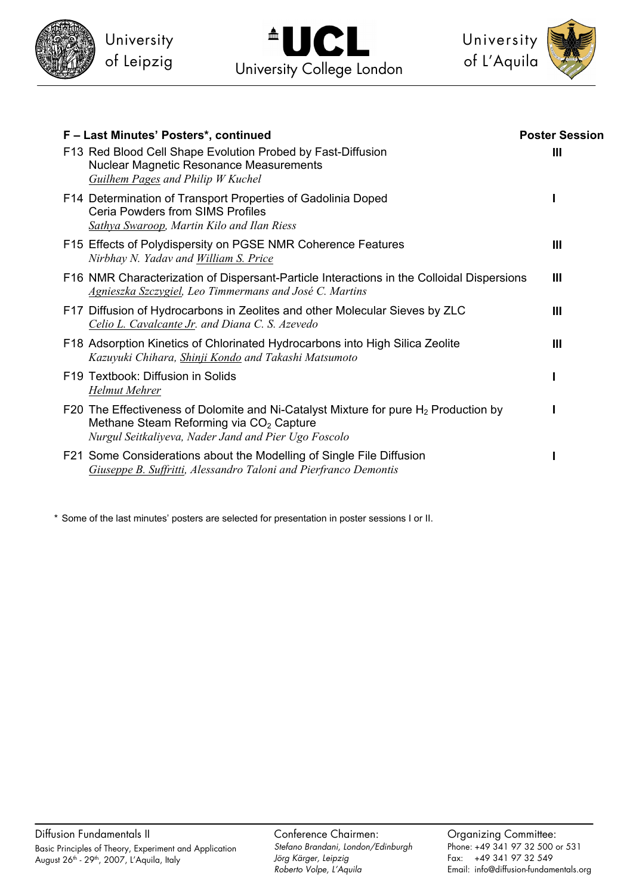## F – Last Minutes' Posters*, continued

| | | Poster Session |
|---|---|---|
| F13 | Red Blood Cell Shape Evolution Probed by Fast-Diffusion Nuclear Magnetic Resonance Measurements<br>*Guilhem Pages and Philip W Kuchel* | III |
| F14 | Determination of Transport Properties of Gadolinia Doped Ceria Powders from SIMS Profiles<br>*Sathya Swaroop, Martin Kilo and Ilan Riess* | I |
| F15 | Effects of Polydispersity on PGSE NMR Coherence Features<br>*Nirbhay N. Yadav and William S. Price* | III |
| F16 | NMR Characterization of Dispersant-Particle Interactions in the Colloidal Dispersions<br>*Agnieszka Szczygiel, Leo Timmermans and José C. Martins* | III |
| F17 | Diffusion of Hydrocarbons in Zeolites and other Molecular Sieves by ZLC<br>*Celio L. Cavalcante Jr. and Diana C. S. Azevedo* | III |
| F18 | Adsorption Kinetics of Chlorinated Hydrocarbons into High Silica Zeolite<br>*Kazuyuki Chihara, Shinji Kondo and Takashi Matsumoto* | III |
| F19 | Textbook: Diffusion in Solids<br>*Helmut Mehrer* | I |
| F20 | The Effectiveness of Dolomite and Ni-Catalyst Mixture for pure $H_2$ Production by Methane Steam Reforming via $CO_2$ Capture<br>*Nurgul Seitkaliyeva, Nader Jand and Pier Ugo Foscolo* | I |
| F21 | Some Considerations about the Modelling of Single File Diffusion<br>*Giuseppe B. Suffritti, Alessandro Taloni and Pierfranco Demontis* | I |

\* Some of the last minutes' posters are selected for presentation in poster sessions I or II.